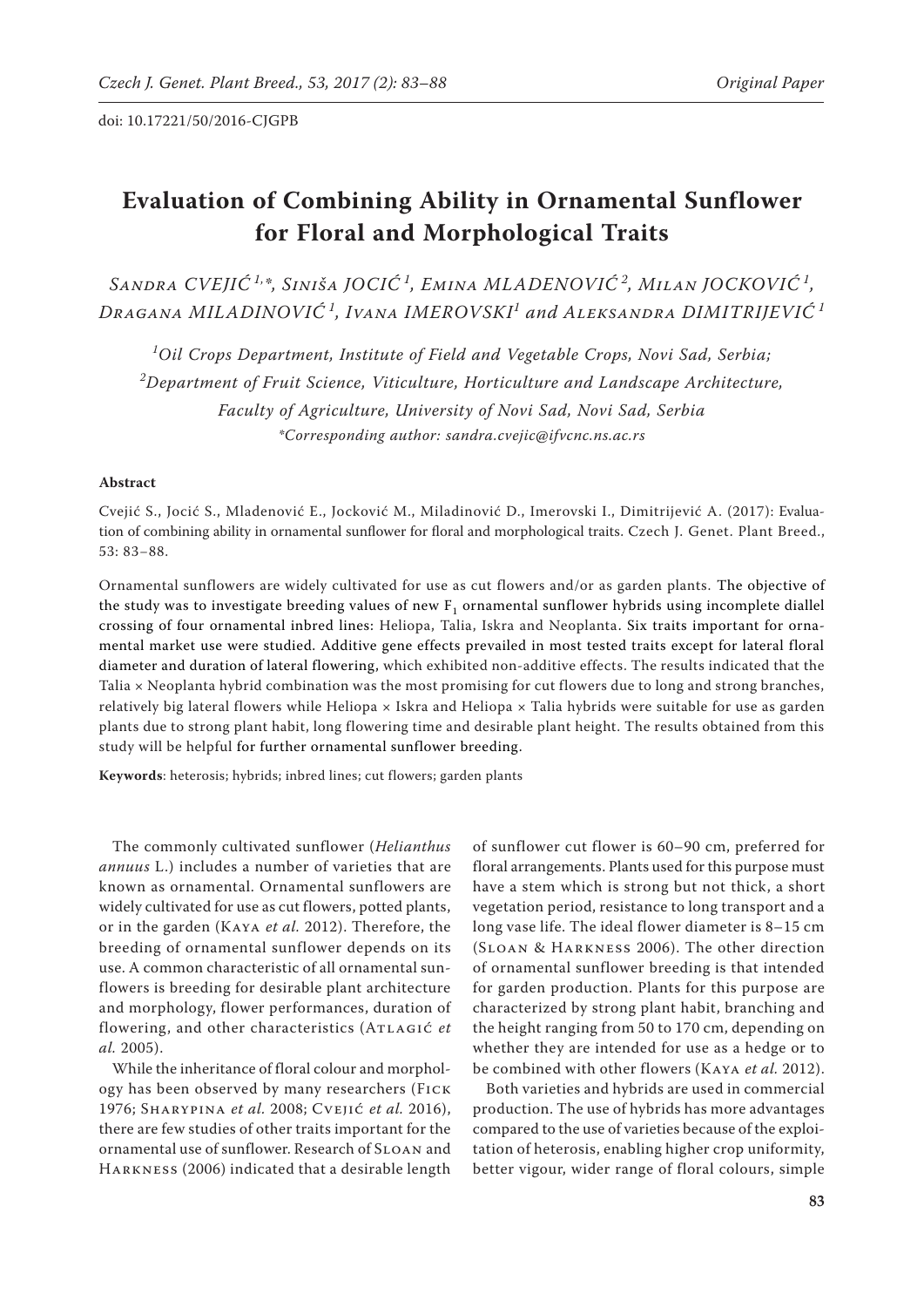doi: 10.17221/50/2016-CJGPB

# Evaluation of Combining Ability in Ornamental Sunflower for Floral and Morphological Traits

Sandra CVEJIĆ[1,*], Siniša JOCIĆ[1], Emina MLADENOVIĆ[2], Milan JOCKOVIĆ[1], Dragana MILADINOVIĆ[1], Ivana IMEROVSKI[1] and Aleksandra DIMITRIJEVIĆ[1]

[1]*Oil Crops Department, Institute of Field and Vegetable Crops, Novi Sad, Serbia;*
[2]*Department of Fruit Science, Viticulture, Horticulture and Landscape Architecture, Faculty of Agriculture, University of Novi Sad, Novi Sad, Serbia*
*\*Corresponding author: sandra.cvejic@ifvcnc.ns.ac.rs*

**Abstract**

Cvejić S., Jocić S., Mladenović E., Jocković M., Miladinović D., Imerovski I., Dimitrijević A. (2017): Evaluation of combining ability in ornamental sunflower for floral and morphological traits. Czech J. Genet. Plant Breed., 53: 83–88.

Ornamental sunflowers are widely cultivated for use as cut flowers and/or as garden plants. The objective of the study was to investigate breeding values of new $F_1$ ornamental sunflower hybrids using incomplete diallel crossing of four ornamental inbred lines: Heliopa, Talia, Iskra and Neoplanta. Six traits important for ornamental market use were studied. Additive gene effects prevailed in most tested traits except for lateral floral diameter and duration of lateral flowering, which exhibited non-additive effects. The results indicated that the Talia × Neoplanta hybrid combination was the most promising for cut flowers due to long and strong branches, relatively big lateral flowers while Heliopa × Iskra and Heliopa × Talia hybrids were suitable for use as garden plants due to strong plant habit, long flowering time and desirable plant height. The results obtained from this study will be helpful for further ornamental sunflower breeding.

**Keywords**: heterosis; hybrids; inbred lines; cut flowers; garden plants

The commonly cultivated sunflower (*Helianthus annuus* L.) includes a number of varieties that are known as ornamental. Ornamental sunflowers are widely cultivated for use as cut flowers, potted plants, or in the garden (Kaya *et al.* 2012). Therefore, the breeding of ornamental sunflower depends on its use. A common characteristic of all ornamental sunflowers is breeding for desirable plant architecture and morphology, flower performances, duration of flowering, and other characteristics (Atlagić *et al.* 2005).

While the inheritance of floral colour and morphology has been observed by many researchers (Fick 1976; Sharypina *et al.* 2008; Cvejić *et al.* 2016), there are few studies of other traits important for the ornamental use of sunflower. Research of Sloan and Harkness (2006) indicated that a desirable length of sunflower cut flower is 60–90 cm, preferred for floral arrangements. Plants used for this purpose must have a stem which is strong but not thick, a short vegetation period, resistance to long transport and a long vase life. The ideal flower diameter is 8–15 cm (Sloan & Harkness 2006). The other direction of ornamental sunflower breeding is that intended for garden production. Plants for this purpose are characterized by strong plant habit, branching and the height ranging from 50 to 170 cm, depending on whether they are intended for use as a hedge or to be combined with other flowers (Kaya *et al.* 2012).

Both varieties and hybrids are used in commercial production. The use of hybrids has more advantages compared to the use of varieties because of the exploitation of heterosis, enabling higher crop uniformity, better vigour, wider range of floral colours, simple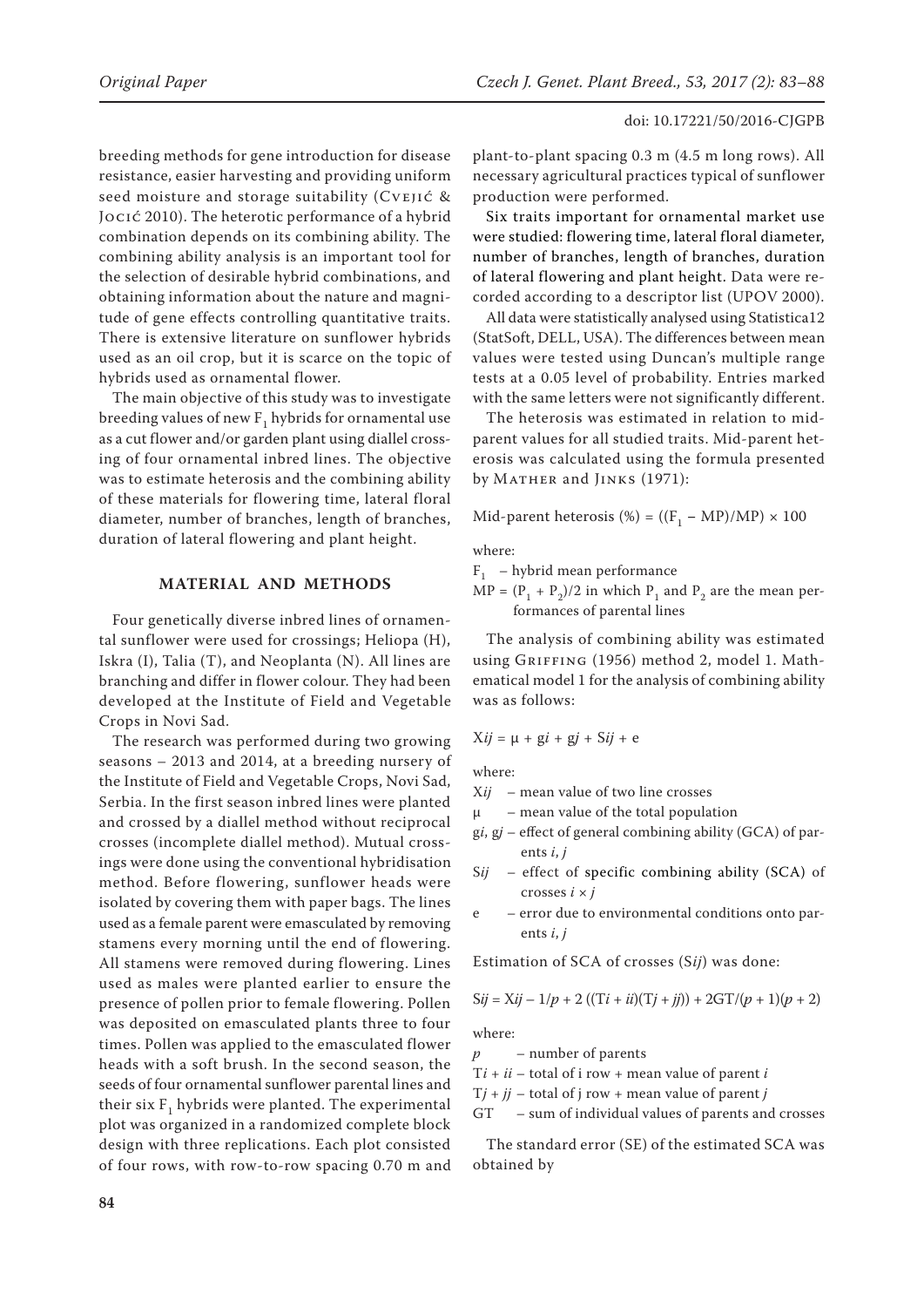breeding methods for gene introduction for disease resistance, easier harvesting and providing uniform seed moisture and storage suitability (Cvejić & Jocić 2010). The heterotic performance of a hybrid combination depends on its combining ability. The combining ability analysis is an important tool for the selection of desirable hybrid combinations, and obtaining information about the nature and magnitude of gene effects controlling quantitative traits. There is extensive literature on sunflower hybrids used as an oil crop, but it is scarce on the topic of hybrids used as ornamental flower.

The main objective of this study was to investigate breeding values of new $F_1$ hybrids for ornamental use as a cut flower and/or garden plant using diallel crossing of four ornamental inbred lines. The objective was to estimate heterosis and the combining ability of these materials for flowering time, lateral floral diameter, number of branches, length of branches, duration of lateral flowering and plant height.

## MATERIAL AND METHODS

Four genetically diverse inbred lines of ornamental sunflower were used for crossings; Heliopa (H), Iskra (I), Talia (T), and Neoplanta (N). All lines are branching and differ in flower colour. They had been developed at the Institute of Field and Vegetable Crops in Novi Sad.

The research was performed during two growing seasons – 2013 and 2014, at a breeding nursery of the Institute of Field and Vegetable Crops, Novi Sad, Serbia. In the first season inbred lines were planted and crossed by a diallel method without reciprocal crosses (incomplete diallel method). Mutual crossings were done using the conventional hybridisation method. Before flowering, sunflower heads were isolated by covering them with paper bags. The lines used as a female parent were emasculated by removing stamens every morning until the end of flowering. All stamens were removed during flowering. Lines used as males were planted earlier to ensure the presence of pollen prior to female flowering. Pollen was deposited on emasculated plants three to four times. Pollen was applied to the emasculated flower heads with a soft brush. In the second season, the seeds of four ornamental sunflower parental lines and their six $F_1$ hybrids were planted. The experimental plot was organized in a randomized complete block design with three replications. Each plot consisted of four rows, with row-to-row spacing 0.70 m and plant-to-plant spacing 0.3 m (4.5 m long rows). All necessary agricultural practices typical of sunflower production were performed.

Six traits important for ornamental market use were studied: flowering time, lateral floral diameter, number of branches, length of branches, duration of lateral flowering and plant height. Data were recorded according to a descriptor list (UPOV 2000).

All data were statistically analysed using Statistica12 (StatSoft, DELL, USA). The differences between mean values were tested using Duncan's multiple range tests at a 0.05 level of probability. Entries marked with the same letters were not significantly different.

The heterosis was estimated in relation to mid-parent values for all studied traits. Mid-parent heterosis was calculated using the formula presented by Mather and Jinks (1971):

$$\text{Mid-parent heterosis (\%)} = ((F_1 - MP)/MP) \times 100$$

where:

$F_1$ – hybrid mean performance

$MP = (P_1 + P_2)/2$ in which $P_1$ and $P_2$ are the mean performances of parental lines

The analysis of combining ability was estimated using Griffing (1956) method 2, model 1. Mathematical model 1 for the analysis of combining ability was as follows:

$$X_{ij} = \mu + g_i + g_j + S_{ij} + e$$

where:

$X_{ij}$ – mean value of two line crosses

$\mu$ – mean value of the total population

$g_i$, $g_j$ – effect of general combining ability (GCA) of parents $i$, $j$

$S_{ij}$ – effect of specific combining ability (SCA) of crosses $i \times j$

$e$ – error due to environmental conditions onto parents $i$, $j$

Estimation of SCA of crosses ($S_{ij}$) was done:

$$S_{ij} = X_{ij} - 1/p + 2\,((T_{i} + ii)(T_{j} + jj)) + 2GT/(p + 1)(p + 2)$$

where:

$p$ – number of parents

$T_i + ii$ – total of i row + mean value of parent $i$

$T_j + jj$ – total of j row + mean value of parent $j$

GT – sum of individual values of parents and crosses

The standard error (SE) of the estimated SCA was obtained by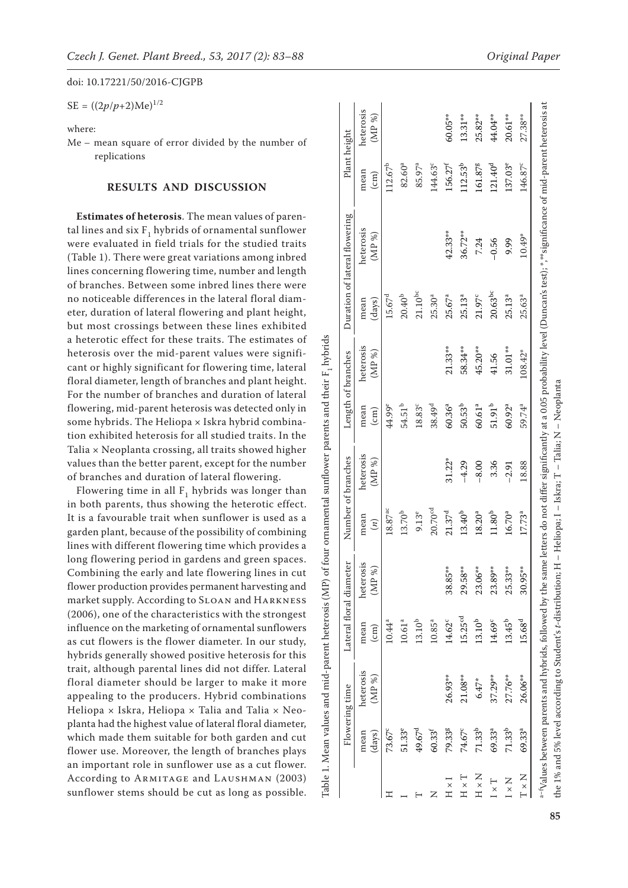doi: 10.17221/50/2016-CJGPB

$SE = ((2p/p+2)Me)^{1/2}$

where:

Me – mean square of error divided by the number of replications

## RESULTS AND DISCUSSION

**Estimates of heterosis**. The mean values of parental lines and six $F_1$ hybrids of ornamental sunflower were evaluated in field trials for the studied traits (Table 1). There were great variations among inbred lines concerning flowering time, number and length of branches. Between some inbred lines there were no noticeable differences in the lateral floral diameter, duration of lateral flowering and plant height, but most crossings between these lines exhibited a heterotic effect for these traits. The estimates of heterosis over the mid-parent values were significant or highly significant for flowering time, lateral floral diameter, length of branches and plant height. For the number of branches and duration of lateral flowering, mid-parent heterosis was detected only in some hybrids. The Heliopa × Iskra hybrid combination exhibited heterosis for all studied traits. In the Talia × Neoplanta crossing, all traits showed higher values than the better parent, except for the number of branches and duration of lateral flowering.

Flowering time in all $F_1$ hybrids was longer than in both parents, thus showing the heterotic effect. It is a favourable trait when sunflower is used as a garden plant, because of the possibility of combining lines with different flowering time which provides a long flowering period in gardens and green spaces. Combining the early and late flowering lines in cut flower production provides permanent harvesting and market supply. According to Sloan and Harkness (2006), one of the characteristics with the strongest influence on the marketing of ornamental sunflowers as cut flowers is the flower diameter. In our study, hybrids generally showed positive heterosis for this trait, although parental lines did not differ. Lateral floral diameter should be larger to make it more appealing to the producers. Hybrid combinations Heliopa × Iskra, Heliopa × Talia and Talia × Neoplanta had the highest value of lateral floral diameter, which made them suitable for both garden and cut flower use. Moreover, the length of branches plays an important role in sunflower use as a cut flower. According to Armitage and Laushman (2003) sunflower stems should be cut as long as possible.

Table 1. Mean values and mid-parent heterosis (MP) of four ornamental sunflower parents and their $F_1$ hybrids

| | Flowering time | | Lateral floral diameter | | Number of branches | | Length of branches | | Duration of lateral flowering | | Plant height | |
|---|---|---|---|---|---|---|---|---|---|---|---|---|
| | mean (days) | heterosis (MP %) | mean (cm) | heterosis (MP %) | mean ($n$) | heterosis (MP %) | mean (cm) | heterosis (MP %) | mean (days) | heterosis (MP %) | mean (cm) | heterosis (MP %) |
| H | 73.67[c] | | 10.44[a] | | 18.87[ac] | | 44.99[e] | | 15.67[d] | | 112.67[b] | |
| I | 51.33[e] | | 10.61[a] | | 13.70[b] | | 54.51[b] | | 20.40[b] | | 82.60[a] | |
| T | 49.67[d] | | 13.10[b] | | 9.13[e] | | 18.83[c] | | 21.10[bc] | | 85.97[a] | |
| N | 60.33[f] | | 10.85[a] | | 20.70[cd] | | 38.49[d] | | 25.30[a] | | 144.63[c] | |
| H × I | 79.33[g] | 26.93** | 14.62[c] | 38.85** | 21.37[d] | 31.22* | 60.36[a] | 21.33** | 25.67[a] | 42.33** | 156.27[f] | 60.05** |
| H × T | 74.67[c] | 21.08** | 15.25[cd] | 29.58** | 13.40[b] | −4.29 | 50.53[b] | 58.34** | 25.13[a] | 36.72** | 112.53[b] | 13.31** |
| H × N | 71.33[b] | 6.47* | 13.10[b] | 23.06** | 18.20[a] | −8.00 | 60.61[a] | 45.20** | 21.97[c] | 7.24 | 161.87[g] | 25.82** |
| I × T | 69.33[a] | 37.29** | 14.69[c] | 23.89** | 11.80[b] | 3.36 | 51.91[b] | 41.56 | 20.63[bc] | −0.56 | 121.40[d] | 44.04** |
| I × N | 71.33[b] | 27.76** | 13.45[b] | 25.33** | 16.70[a] | −2.91 | 60.92[a] | 31.01** | 25.13[a] | 9.99 | 137.03[e] | 20.61** |
| T × N | 69.33[a] | 26.06** | 15.68[d] | 30.95** | 17.73[a] | 18.88 | 59.74[a] | 108.42* | 25.63[a] | 10.49* | 146.87[c] | 27.38** |

[a–f]Values between parents and hybrids, followed by the same letters do not differ significantly at a 0.05 probability level (Duncan's test); *,**significance of mid-parent heterosis at the 1% and 5% level according to Student's $t$-distribution; H – Heliopa; I – Iskra; T – Talia; N – Neoplanta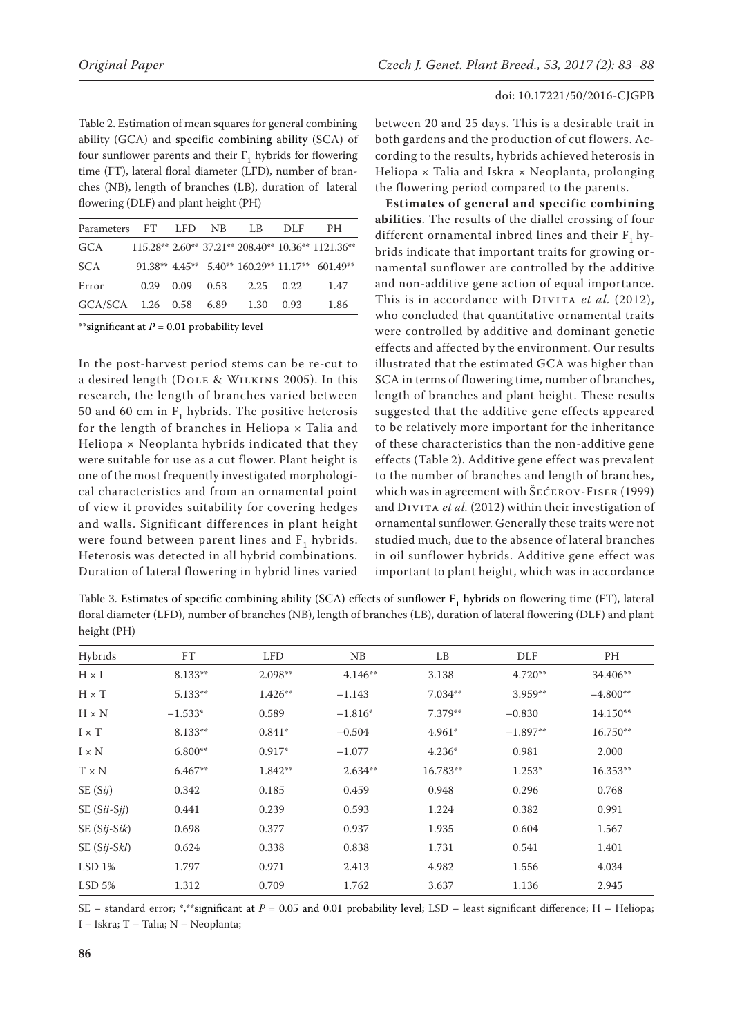Table 2. Estimation of mean squares for general combining ability (GCA) and specific combining ability (SCA) of four sunflower parents and their $F_1$ hybrids for flowering time (FT), lateral floral diameter (LFD), number of branches (NB), length of branches (LB), duration of lateral flowering (DLF) and plant height (PH)

| Parameters | FT | LFD | NB | LB | DLF | PH |
|---|---|---|---|---|---|---|
| GCA | 115.28** | 2.60** | 37.21** | 208.40** | 10.36** | 1121.36** |
| SCA | 91.38** | 4.45** | 5.40** | 160.29** | 11.17** | 601.49** |
| Error | 0.29 | 0.09 | 0.53 | 2.25 | 0.22 | 1.47 |
| GCA/SCA | 1.26 | 0.58 | 6.89 | 1.30 | 0.93 | 1.86 |

**significant at $P = 0.01$ probability level

In the post-harvest period stems can be re-cut to a desired length (Dole & Wilkins 2005). In this research, the length of branches varied between 50 and 60 cm in $F_1$ hybrids. The positive heterosis for the length of branches in Heliopa × Talia and Heliopa × Neoplanta hybrids indicated that they were suitable for use as a cut flower. Plant height is one of the most frequently investigated morphological characteristics and from an ornamental point of view it provides suitability for covering hedges and walls. Significant differences in plant height were found between parent lines and $F_1$ hybrids. Heterosis was detected in all hybrid combinations. Duration of lateral flowering in hybrid lines varied between 20 and 25 days. This is a desirable trait in both gardens and the production of cut flowers. According to the results, hybrids achieved heterosis in Heliopa × Talia and Iskra × Neoplanta, prolonging the flowering period compared to the parents.

**Estimates of general and specific combining abilities**. The results of the diallel crossing of four different ornamental inbred lines and their $F_1$ hybrids indicate that important traits for growing ornamental sunflower are controlled by the additive and non-additive gene action of equal importance. This is in accordance with Divita *et al.* (2012), who concluded that quantitative ornamental traits were controlled by additive and dominant genetic effects and affected by the environment. Our results illustrated that the estimated GCA was higher than SCA in terms of flowering time, number of branches, length of branches and plant height. These results suggested that the additive gene effects appeared to be relatively more important for the inheritance of these characteristics than the non-additive gene effects (Table 2). Additive gene effect was prevalent to the number of branches and length of branches, which was in agreement with Šećerov-Fiser (1999) and Divita *et al.* (2012) within their investigation of ornamental sunflower. Generally these traits were not studied much, due to the absence of lateral branches in oil sunflower hybrids. Additive gene effect was important to plant height, which was in accordance

Table 3. Estimates of specific combining ability (SCA) effects of sunflower $F_1$ hybrids on flowering time (FT), lateral floral diameter (LFD), number of branches (NB), length of branches (LB), duration of lateral flowering (DLF) and plant height (PH)

| Hybrids | FT | LFD | NB | LB | DLF | PH |
|---|---|---|---|---|---|---|
| H × I | 8.133** | 2.098** | 4.146** | 3.138 | 4.720** | 34.406** |
| H × T | 5.133** | 1.426** | −1.143 | 7.034** | 3.959** | −4.800** |
| H × N | −1.533* | 0.589 | −1.816* | 7.379** | −0.830 | 14.150** |
| I × T | 8.133** | 0.841* | −0.504 | 4.961* | −1.897** | 16.750** |
| I × N | 6.800** | 0.917* | −1.077 | 4.236* | 0.981 | 2.000 |
| T × N | 6.467** | 1.842** | 2.634** | 16.783** | 1.253* | 16.353** |
| SE (*Sij*) | 0.342 | 0.185 | 0.459 | 0.948 | 0.296 | 0.768 |
| SE (*Sii*-*Sjj*) | 0.441 | 0.239 | 0.593 | 1.224 | 0.382 | 0.991 |
| SE (*Sij*-*Sik*) | 0.698 | 0.377 | 0.937 | 1.935 | 0.604 | 1.567 |
| SE (*Sij*-*Skl*) | 0.624 | 0.338 | 0.838 | 1.731 | 0.541 | 1.401 |
| LSD 1% | 1.797 | 0.971 | 2.413 | 4.982 | 1.556 | 4.034 |
| LSD 5% | 1.312 | 0.709 | 1.762 | 3.637 | 1.136 | 2.945 |

SE – standard error; *,**significant at $P = 0.05$ and 0.01 probability level; LSD – least significant difference; H – Heliopa; I – Iskra; T – Talia; N – Neoplanta;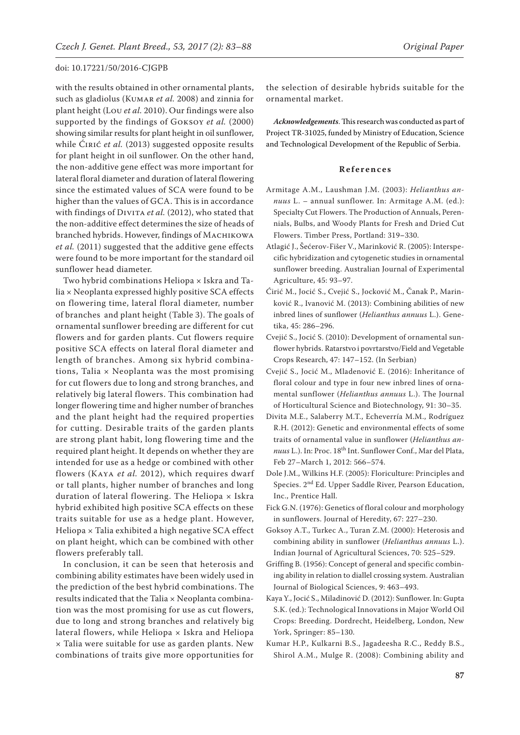with the results obtained in other ornamental plants, such as gladiolus (Kumar *et al.* 2008) and zinnia for plant height (Lou *et al.* 2010). Our findings were also supported by the findings of Goksoy *et al.* (2000) showing similar results for plant height in oil sunflower, while Ćirić *et al.* (2013) suggested opposite results for plant height in oil sunflower. On the other hand, the non-additive gene effect was more important for lateral floral diameter and duration of lateral flowering since the estimated values of SCA were found to be higher than the values of GCA. This is in accordance with findings of Divita *et al.* (2012), who stated that the non-additive effect determines the size of heads of branched hybrids. However, findings of Machikowa *et al.* (2011) suggested that the additive gene effects were found to be more important for the standard oil sunflower head diameter.

Two hybrid combinations Heliopa × Iskra and Talia × Neoplanta expressed highly positive SCA effects on flowering time, lateral floral diameter, number of branches and plant height (Table 3). The goals of ornamental sunflower breeding are different for cut flowers and for garden plants. Cut flowers require positive SCA effects on lateral floral diameter and length of branches. Among six hybrid combinations, Talia × Neoplanta was the most promising for cut flowers due to long and strong branches, and relatively big lateral flowers. This combination had longer flowering time and higher number of branches and the plant height had the required properties for cutting. Desirable traits of the garden plants are strong plant habit, long flowering time and the required plant height. It depends on whether they are intended for use as a hedge or combined with other flowers (Kaya *et al.* 2012), which requires dwarf or tall plants, higher number of branches and long duration of lateral flowering. The Heliopa × Iskra hybrid exhibited high positive SCA effects on these traits suitable for use as a hedge plant. However, Heliopa × Talia exhibited a high negative SCA effect on plant height, which can be combined with other flowers preferably tall.

In conclusion, it can be seen that heterosis and combining ability estimates have been widely used in the prediction of the best hybrid combinations. The results indicated that the Talia × Neoplanta combination was the most promising for use as cut flowers, due to long and strong branches and relatively big lateral flowers, while Heliopa × Iskra and Heliopa × Talia were suitable for use as garden plants. New combinations of traits give more opportunities for the selection of desirable hybrids suitable for the ornamental market.

***Acknowledgements***. This research was conducted as part of Project TR-31025, funded by Ministry of Education, Science and Technological Development of the Republic of Serbia.

## References

Armitage A.M., Laushman J.M. (2003): *Helianthus annuus* L. – annual sunflower. In: Armitage A.M. (ed.): Specialty Cut Flowers. The Production of Annuals, Perennials, Bulbs, and Woody Plants for Fresh and Dried Cut Flowers. Timber Press, Portland: 319–330.

Atlagić J., Šećerov-Fišer V., Marinković R. (2005): Interspecific hybridization and cytogenetic studies in ornamental sunflower breeding. Australian Journal of Experimental Agriculture, 45: 93–97.

Ćirić M., Jocić S., Cvejić S., Jocković M., Čanak P., Marinković R., Ivanović M. (2013): Combining abilities of new inbred lines of sunflower (*Helianthus annuus* L.). Genetika, 45: 286–296.

Cvejić S., Jocić S. (2010): Development of ornamental sunflower hybrids. Ratarstvo i povrtarstvo/Field and Vegetable Crops Research, 47: 147–152. (In Serbian)

Cvejić S., Jocić M., Mladenović E. (2016): Inheritance of floral colour and type in four new inbred lines of ornamental sunflower (*Helianthus annuus* L.). The Journal of Horticultural Science and Biotechnology, 91: 30–35.

Divita M.E., Salaberry M.T., Echeverría M.M., Rodríguez R.H. (2012): Genetic and environmental effects of some traits of ornamental value in sunflower (*Helianthus annuus* L.). In: Proc. 18th Int. Sunflower Conf., Mar del Plata, Feb 27–March 1, 2012: 566–574.

Dole J.M., Wilkins H.F. (2005): Floriculture: Principles and Species. 2nd Ed. Upper Saddle River, Pearson Education, Inc., Prentice Hall.

Fick G.N. (1976): Genetics of floral colour and morphology in sunflowers. Journal of Heredity, 67: 227–230.

Goksoy A.T., Turkec A., Turan Z.M. (2000): Heterosis and combining ability in sunflower (*Helianthus annuus* L.). Indian Journal of Agricultural Sciences, 70: 525–529.

Griffing B. (1956): Concept of general and specific combining ability in relation to diallel crossing system. Australian Journal of Biological Sciences, 9: 463–493.

Kaya Y., Jocić S., Miladinović D. (2012): Sunflower. In: Gupta S.K. (ed.): Technological Innovations in Major World Oil Crops: Breeding. Dordrecht, Heidelberg, London, New York, Springer: 85–130.

Kumar H.P., Kulkarni B.S., Jagadeesha R.C., Reddy B.S., Shirol A.M., Mulge R. (2008): Combining ability and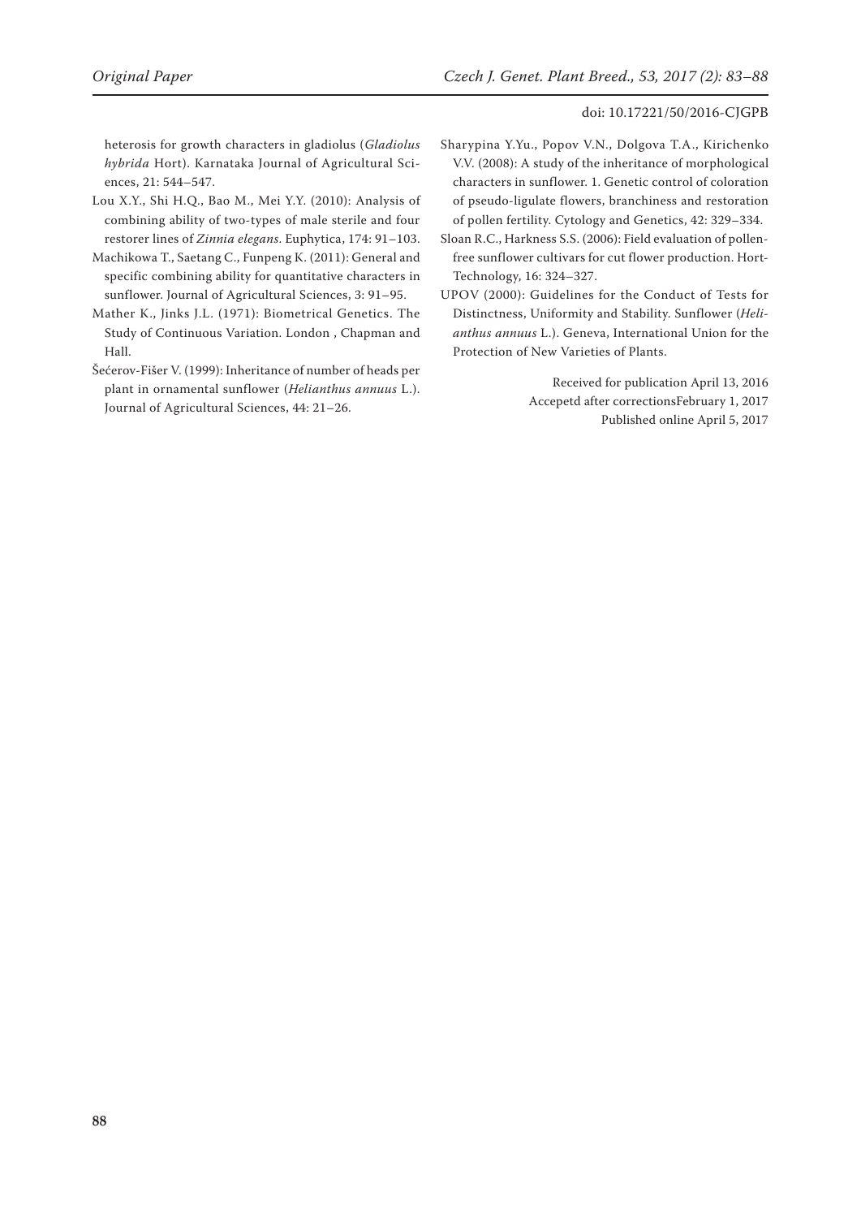heterosis for growth characters in gladiolus (*Gladiolus hybrida* Hort). Karnataka Journal of Agricultural Sciences, 21: 544–547.

Lou X.Y., Shi H.Q., Bao M., Mei Y.Y. (2010): Analysis of combining ability of two-types of male sterile and four restorer lines of *Zinnia elegans*. Euphytica, 174: 91–103.

Machikowa T., Saetang C., Funpeng K. (2011): General and specific combining ability for quantitative characters in sunflower. Journal of Agricultural Sciences, 3: 91–95.

Mather K., Jinks J.L. (1971): Biometrical Genetics. The Study of Continuous Variation. London , Chapman and Hall.

Šećerov-Fišer V. (1999): Inheritance of number of heads per plant in ornamental sunflower (*Helianthus annuus* L.). Journal of Agricultural Sciences, 44: 21–26.

Sharypina Y.Yu., Popov V.N., Dolgova T.A., Kirichenko V.V. (2008): A study of the inheritance of morphological characters in sunflower. 1. Genetic control of coloration of pseudo-ligulate flowers, branchiness and restoration of pollen fertility. Cytology and Genetics, 42: 329–334.

Sloan R.C., Harkness S.S. (2006): Field evaluation of pollen-free sunflower cultivars for cut flower production. HortTechnology, 16: 324–327.

UPOV (2000): Guidelines for the Conduct of Tests for Distinctness, Uniformity and Stability. Sunflower (*Helianthus annuus* L.). Geneva, International Union for the Protection of New Varieties of Plants.

Received for publication April 13, 2016
Accepetd after correctionsFebruary 1, 2017
Published online April 5, 2017